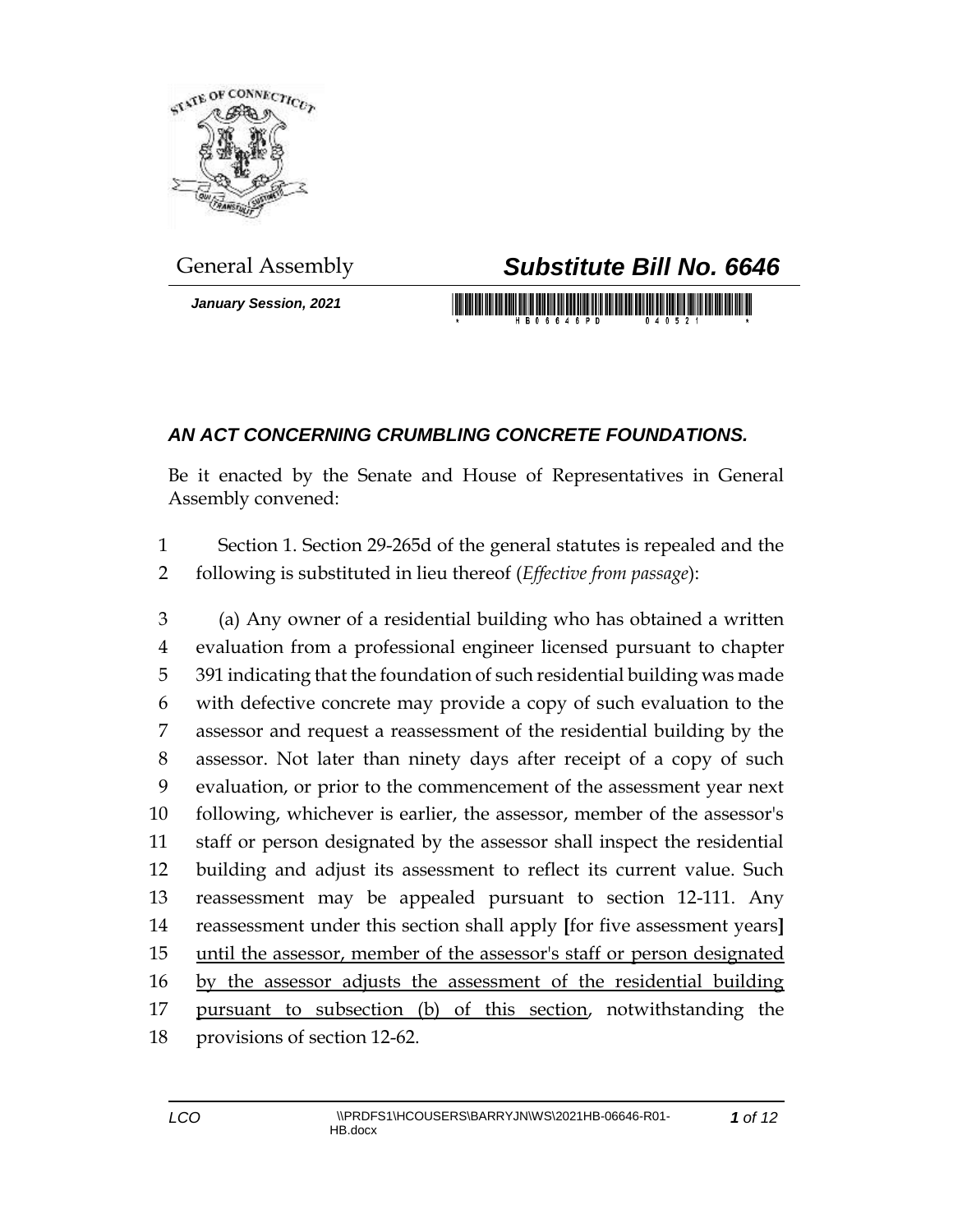General Assembly

# *Substitute Bill No. 6646*

***January Session, 2021***

## *AN ACT CONCERNING CRUMBLING CONCRETE FOUNDATIONS.*

Be it enacted by the Senate and House of Representatives in General Assembly convened:

1 Section 1. Section 29-265d of the general statutes is repealed and the
2 following is substituted in lieu thereof (*Effective from passage*):

3 (a) Any owner of a residential building who has obtained a written
4 evaluation from a professional engineer licensed pursuant to chapter
5 391 indicating that the foundation of such residential building was made
6 with defective concrete may provide a copy of such evaluation to the
7 assessor and request a reassessment of the residential building by the
8 assessor. Not later than ninety days after receipt of a copy of such
9 evaluation, or prior to the commencement of the assessment year next
10 following, whichever is earlier, the assessor, member of the assessor's
11 staff or person designated by the assessor shall inspect the residential
12 building and adjust its assessment to reflect its current value. Such
13 reassessment may be appealed pursuant to section 12-111. Any
14 reassessment under this section shall apply **[**for five assessment years**]**
15 <u>until the assessor, member of the assessor's staff or person designated</u>
16 <u>by the assessor adjusts the assessment of the residential building</u>
17 <u>pursuant to subsection (b) of this section</u>, notwithstanding the
18 provisions of section 12-62.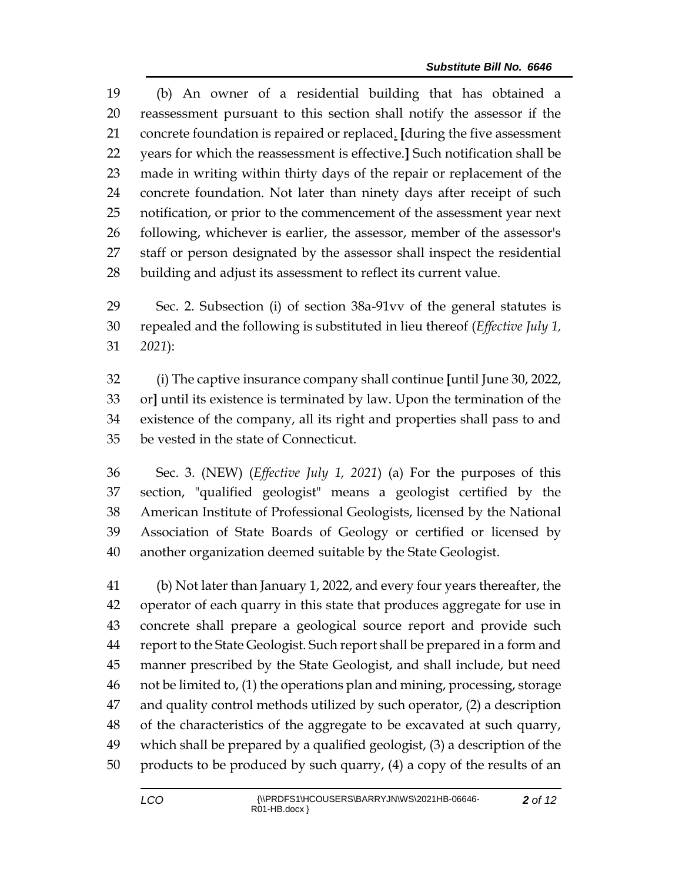(b) An owner of a residential building that has obtained a reassessment pursuant to this section shall notify the assessor if the concrete foundation is repaired or replaced. [during the five assessment years for which the reassessment is effective.] Such notification shall be made in writing within thirty days of the repair or replacement of the concrete foundation. Not later than ninety days after receipt of such notification, or prior to the commencement of the assessment year next following, whichever is earlier, the assessor, member of the assessor's staff or person designated by the assessor shall inspect the residential building and adjust its assessment to reflect its current value.

Sec. 2. Subsection (i) of section 38a-91vv of the general statutes is repealed and the following is substituted in lieu thereof (*Effective July 1, 2021*):

(i) The captive insurance company shall continue [until June 30, 2022, or] until its existence is terminated by law. Upon the termination of the existence of the company, all its right and properties shall pass to and be vested in the state of Connecticut.

Sec. 3. (NEW) (*Effective July 1, 2021*) (a) For the purposes of this section, "qualified geologist" means a geologist certified by the American Institute of Professional Geologists, licensed by the National Association of State Boards of Geology or certified or licensed by another organization deemed suitable by the State Geologist.

(b) Not later than January 1, 2022, and every four years thereafter, the operator of each quarry in this state that produces aggregate for use in concrete shall prepare a geological source report and provide such report to the State Geologist. Such report shall be prepared in a form and manner prescribed by the State Geologist, and shall include, but need not be limited to, (1) the operations plan and mining, processing, storage and quality control methods utilized by such operator, (2) a description of the characteristics of the aggregate to be excavated at such quarry, which shall be prepared by a qualified geologist, (3) a description of the products to be produced by such quarry, (4) a copy of the results of an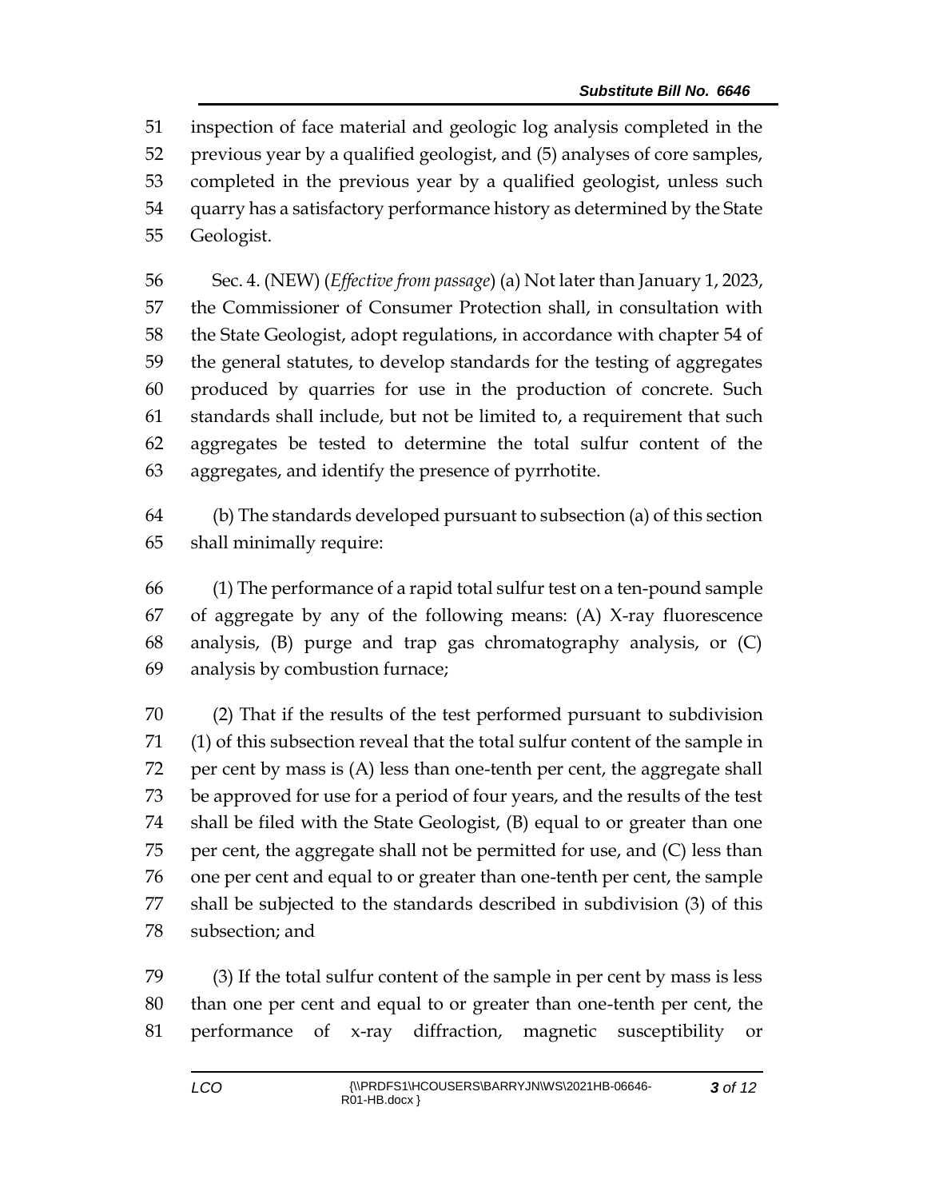inspection of face material and geologic log analysis completed in the previous year by a qualified geologist, and (5) analyses of core samples, completed in the previous year by a qualified geologist, unless such quarry has a satisfactory performance history as determined by the State Geologist.

Sec. 4. (NEW) (*Effective from passage*) (a) Not later than January 1, 2023, the Commissioner of Consumer Protection shall, in consultation with the State Geologist, adopt regulations, in accordance with chapter 54 of the general statutes, to develop standards for the testing of aggregates produced by quarries for use in the production of concrete. Such standards shall include, but not be limited to, a requirement that such aggregates be tested to determine the total sulfur content of the aggregates, and identify the presence of pyrrhotite.

(b) The standards developed pursuant to subsection (a) of this section shall minimally require:

(1) The performance of a rapid total sulfur test on a ten-pound sample of aggregate by any of the following means: (A) X-ray fluorescence analysis, (B) purge and trap gas chromatography analysis, or (C) analysis by combustion furnace;

(2) That if the results of the test performed pursuant to subdivision (1) of this subsection reveal that the total sulfur content of the sample in per cent by mass is (A) less than one-tenth per cent, the aggregate shall be approved for use for a period of four years, and the results of the test shall be filed with the State Geologist, (B) equal to or greater than one per cent, the aggregate shall not be permitted for use, and (C) less than one per cent and equal to or greater than one-tenth per cent, the sample shall be subjected to the standards described in subdivision (3) of this subsection; and

(3) If the total sulfur content of the sample in per cent by mass is less than one per cent and equal to or greater than one-tenth per cent, the performance of x-ray diffraction, magnetic susceptibility or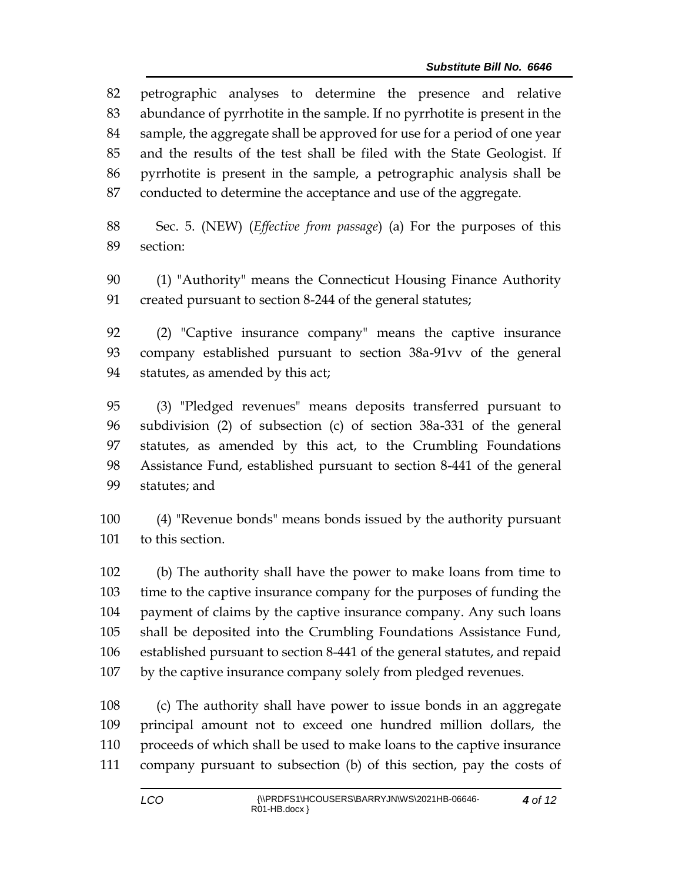petrographic analyses to determine the presence and relative abundance of pyrrhotite in the sample. If no pyrrhotite is present in the sample, the aggregate shall be approved for use for a period of one year and the results of the test shall be filed with the State Geologist. If pyrrhotite is present in the sample, a petrographic analysis shall be conducted to determine the acceptance and use of the aggregate.

Sec. 5. (NEW) (*Effective from passage*) (a) For the purposes of this section:

(1) "Authority" means the Connecticut Housing Finance Authority created pursuant to section 8-244 of the general statutes;

(2) "Captive insurance company" means the captive insurance company established pursuant to section 38a-91vv of the general statutes, as amended by this act;

(3) "Pledged revenues" means deposits transferred pursuant to subdivision (2) of subsection (c) of section 38a-331 of the general statutes, as amended by this act, to the Crumbling Foundations Assistance Fund, established pursuant to section 8-441 of the general statutes; and

(4) "Revenue bonds" means bonds issued by the authority pursuant to this section.

(b) The authority shall have the power to make loans from time to time to the captive insurance company for the purposes of funding the payment of claims by the captive insurance company. Any such loans shall be deposited into the Crumbling Foundations Assistance Fund, established pursuant to section 8-441 of the general statutes, and repaid by the captive insurance company solely from pledged revenues.

(c) The authority shall have power to issue bonds in an aggregate principal amount not to exceed one hundred million dollars, the proceeds of which shall be used to make loans to the captive insurance company pursuant to subsection (b) of this section, pay the costs of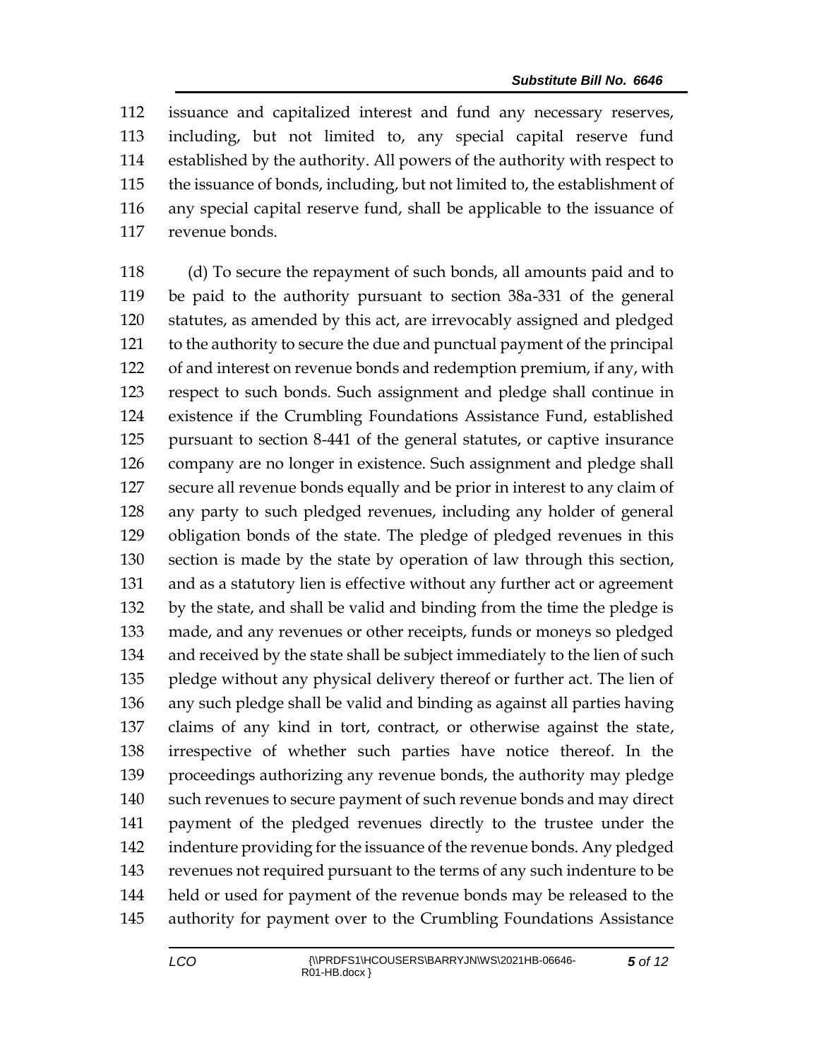issuance and capitalized interest and fund any necessary reserves, including, but not limited to, any special capital reserve fund established by the authority. All powers of the authority with respect to the issuance of bonds, including, but not limited to, the establishment of any special capital reserve fund, shall be applicable to the issuance of revenue bonds.

(d) To secure the repayment of such bonds, all amounts paid and to be paid to the authority pursuant to section 38a-331 of the general statutes, as amended by this act, are irrevocably assigned and pledged to the authority to secure the due and punctual payment of the principal of and interest on revenue bonds and redemption premium, if any, with respect to such bonds. Such assignment and pledge shall continue in existence if the Crumbling Foundations Assistance Fund, established pursuant to section 8-441 of the general statutes, or captive insurance company are no longer in existence. Such assignment and pledge shall secure all revenue bonds equally and be prior in interest to any claim of any party to such pledged revenues, including any holder of general obligation bonds of the state. The pledge of pledged revenues in this section is made by the state by operation of law through this section, and as a statutory lien is effective without any further act or agreement by the state, and shall be valid and binding from the time the pledge is made, and any revenues or other receipts, funds or moneys so pledged and received by the state shall be subject immediately to the lien of such pledge without any physical delivery thereof or further act. The lien of any such pledge shall be valid and binding as against all parties having claims of any kind in tort, contract, or otherwise against the state, irrespective of whether such parties have notice thereof. In the proceedings authorizing any revenue bonds, the authority may pledge such revenues to secure payment of such revenue bonds and may direct payment of the pledged revenues directly to the trustee under the indenture providing for the issuance of the revenue bonds. Any pledged revenues not required pursuant to the terms of any such indenture to be held or used for payment of the revenue bonds may be released to the authority for payment over to the Crumbling Foundations Assistance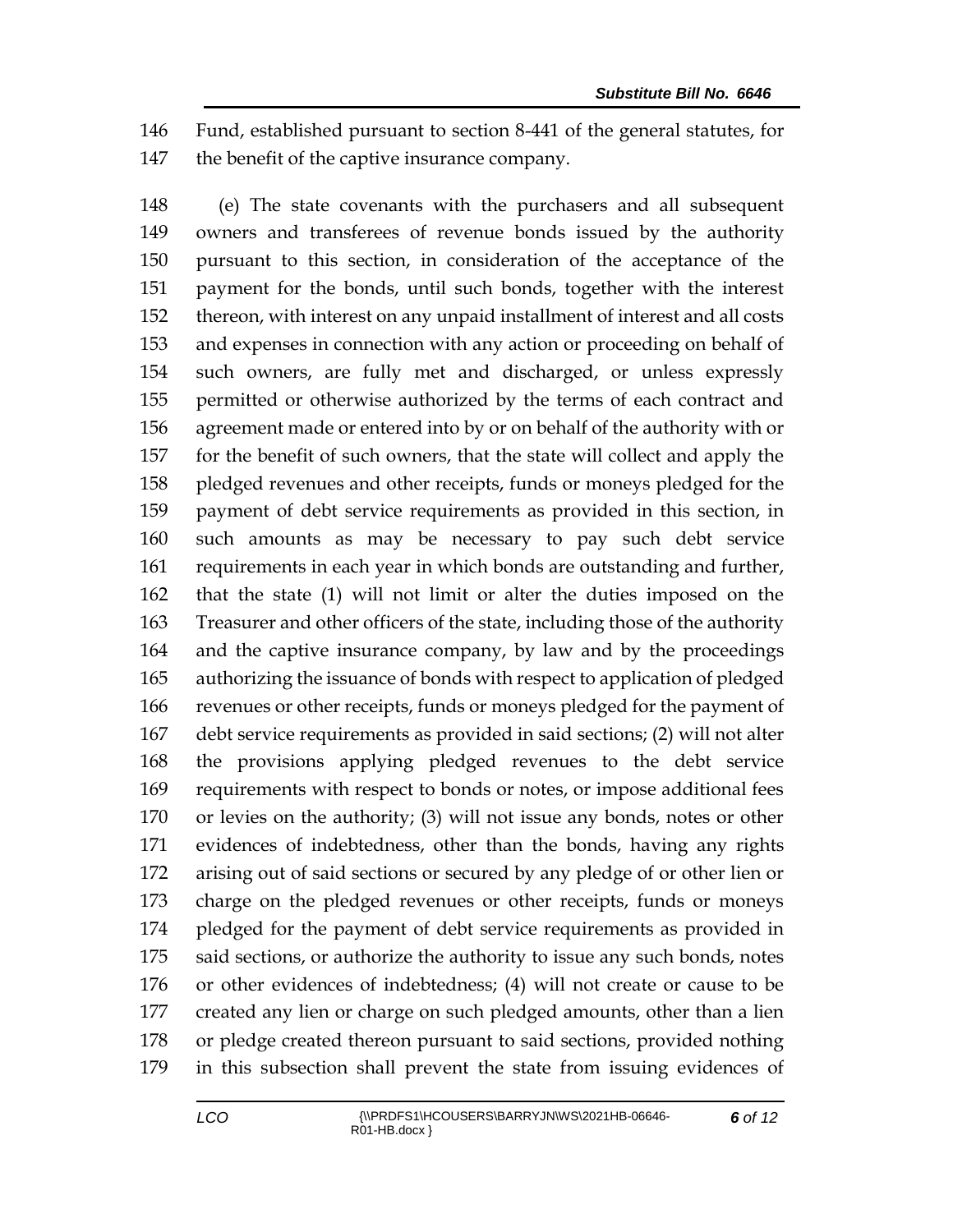Fund, established pursuant to section 8-441 of the general statutes, for the benefit of the captive insurance company.

(e) The state covenants with the purchasers and all subsequent owners and transferees of revenue bonds issued by the authority pursuant to this section, in consideration of the acceptance of the payment for the bonds, until such bonds, together with the interest thereon, with interest on any unpaid installment of interest and all costs and expenses in connection with any action or proceeding on behalf of such owners, are fully met and discharged, or unless expressly permitted or otherwise authorized by the terms of each contract and agreement made or entered into by or on behalf of the authority with or for the benefit of such owners, that the state will collect and apply the pledged revenues and other receipts, funds or moneys pledged for the payment of debt service requirements as provided in this section, in such amounts as may be necessary to pay such debt service requirements in each year in which bonds are outstanding and further, that the state (1) will not limit or alter the duties imposed on the Treasurer and other officers of the state, including those of the authority and the captive insurance company, by law and by the proceedings authorizing the issuance of bonds with respect to application of pledged revenues or other receipts, funds or moneys pledged for the payment of debt service requirements as provided in said sections; (2) will not alter the provisions applying pledged revenues to the debt service requirements with respect to bonds or notes, or impose additional fees or levies on the authority; (3) will not issue any bonds, notes or other evidences of indebtedness, other than the bonds, having any rights arising out of said sections or secured by any pledge of or other lien or charge on the pledged revenues or other receipts, funds or moneys pledged for the payment of debt service requirements as provided in said sections, or authorize the authority to issue any such bonds, notes or other evidences of indebtedness; (4) will not create or cause to be created any lien or charge on such pledged amounts, other than a lien or pledge created thereon pursuant to said sections, provided nothing in this subsection shall prevent the state from issuing evidences of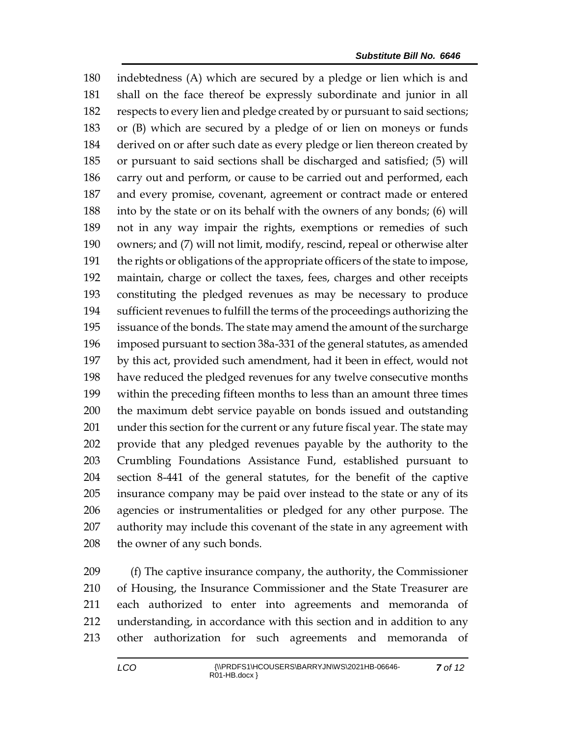indebtedness (A) which are secured by a pledge or lien which is and shall on the face thereof be expressly subordinate and junior in all respects to every lien and pledge created by or pursuant to said sections; or (B) which are secured by a pledge of or lien on moneys or funds derived on or after such date as every pledge or lien thereon created by or pursuant to said sections shall be discharged and satisfied; (5) will carry out and perform, or cause to be carried out and performed, each and every promise, covenant, agreement or contract made or entered into by the state or on its behalf with the owners of any bonds; (6) will not in any way impair the rights, exemptions or remedies of such owners; and (7) will not limit, modify, rescind, repeal or otherwise alter the rights or obligations of the appropriate officers of the state to impose, maintain, charge or collect the taxes, fees, charges and other receipts constituting the pledged revenues as may be necessary to produce sufficient revenues to fulfill the terms of the proceedings authorizing the issuance of the bonds. The state may amend the amount of the surcharge imposed pursuant to section 38a-331 of the general statutes, as amended by this act, provided such amendment, had it been in effect, would not have reduced the pledged revenues for any twelve consecutive months within the preceding fifteen months to less than an amount three times the maximum debt service payable on bonds issued and outstanding under this section for the current or any future fiscal year. The state may provide that any pledged revenues payable by the authority to the Crumbling Foundations Assistance Fund, established pursuant to section 8-441 of the general statutes, for the benefit of the captive insurance company may be paid over instead to the state or any of its agencies or instrumentalities or pledged for any other purpose. The authority may include this covenant of the state in any agreement with the owner of any such bonds.

(f) The captive insurance company, the authority, the Commissioner of Housing, the Insurance Commissioner and the State Treasurer are each authorized to enter into agreements and memoranda of understanding, in accordance with this section and in addition to any other authorization for such agreements and memoranda of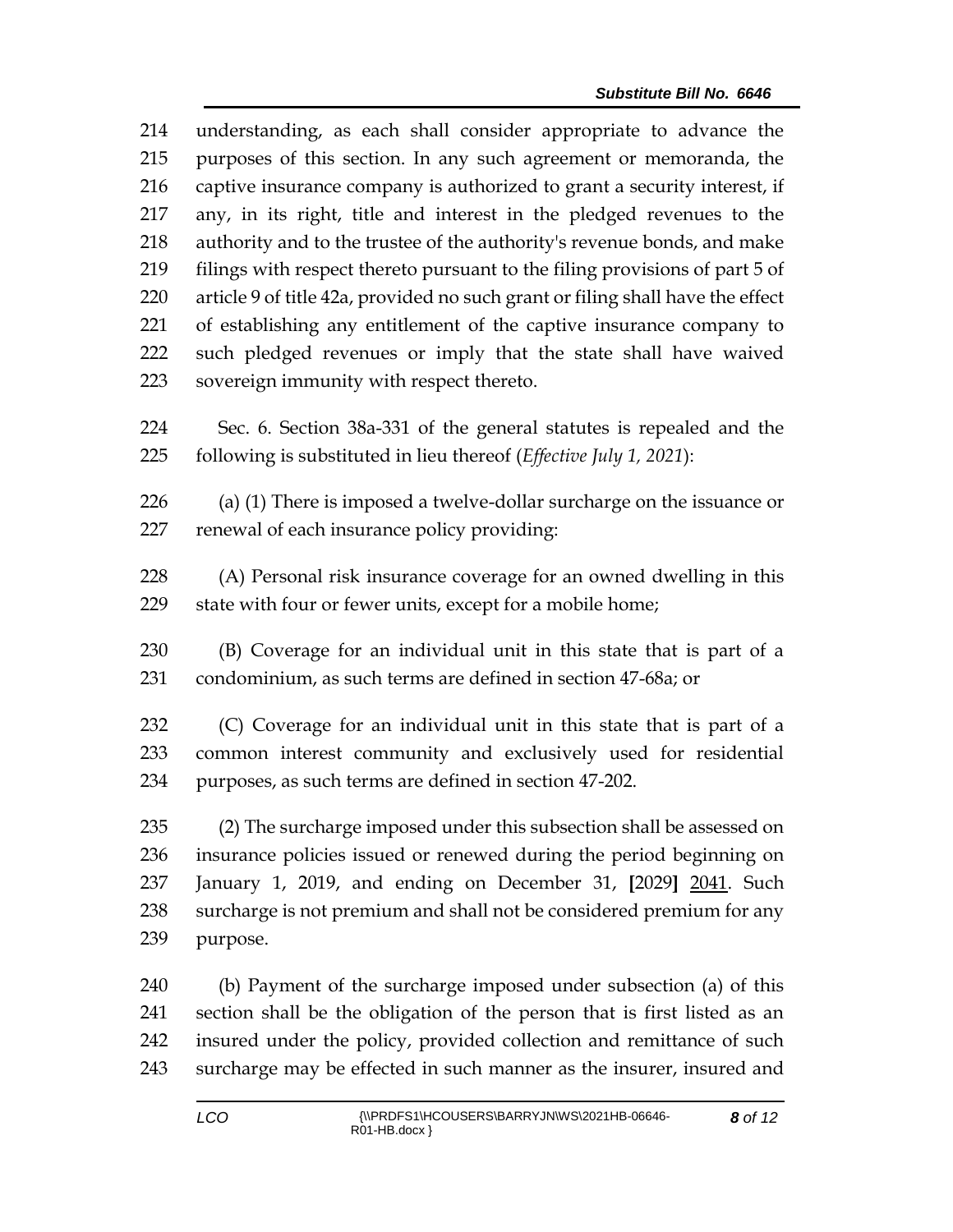understanding, as each shall consider appropriate to advance the purposes of this section. In any such agreement or memoranda, the captive insurance company is authorized to grant a security interest, if any, in its right, title and interest in the pledged revenues to the authority and to the trustee of the authority's revenue bonds, and make filings with respect thereto pursuant to the filing provisions of part 5 of article 9 of title 42a, provided no such grant or filing shall have the effect of establishing any entitlement of the captive insurance company to such pledged revenues or imply that the state shall have waived sovereign immunity with respect thereto.

Sec. 6. Section 38a-331 of the general statutes is repealed and the following is substituted in lieu thereof (*Effective July 1, 2021*):

(a) (1) There is imposed a twelve-dollar surcharge on the issuance or renewal of each insurance policy providing:

(A) Personal risk insurance coverage for an owned dwelling in this state with four or fewer units, except for a mobile home;

(B) Coverage for an individual unit in this state that is part of a condominium, as such terms are defined in section 47-68a; or

(C) Coverage for an individual unit in this state that is part of a common interest community and exclusively used for residential purposes, as such terms are defined in section 47-202.

(2) The surcharge imposed under this subsection shall be assessed on insurance policies issued or renewed during the period beginning on January 1, 2019, and ending on December 31, **[**2029**]** <u>2041</u>. Such surcharge is not premium and shall not be considered premium for any purpose.

(b) Payment of the surcharge imposed under subsection (a) of this section shall be the obligation of the person that is first listed as an insured under the policy, provided collection and remittance of such surcharge may be effected in such manner as the insurer, insured and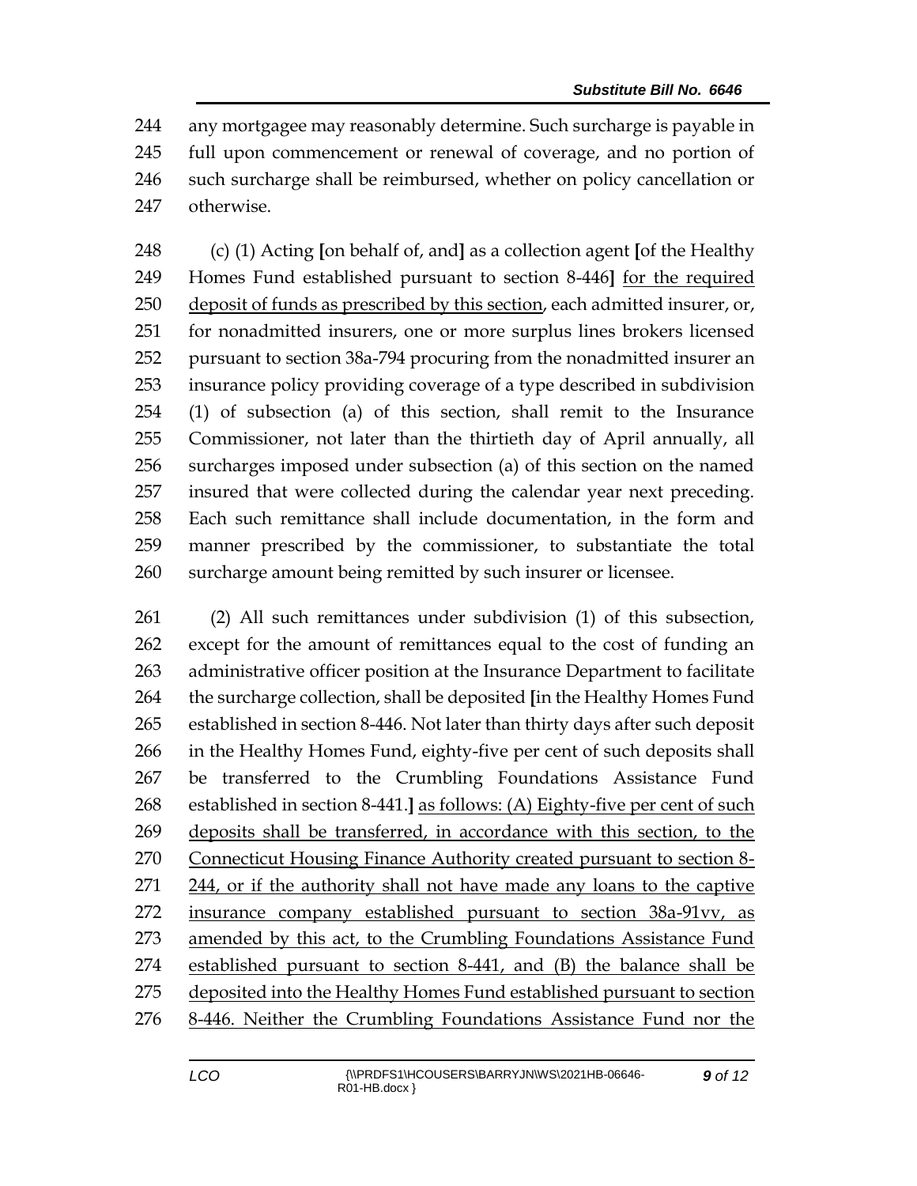any mortgagee may reasonably determine. Such surcharge is payable in full upon commencement or renewal of coverage, and no portion of such surcharge shall be reimbursed, whether on policy cancellation or otherwise.

(c) (1) Acting [on behalf of, and] as a collection agent [of the Healthy Homes Fund established pursuant to section 8-446] for the required deposit of funds as prescribed by this section, each admitted insurer, or, for nonadmitted insurers, one or more surplus lines brokers licensed pursuant to section 38a-794 procuring from the nonadmitted insurer an insurance policy providing coverage of a type described in subdivision (1) of subsection (a) of this section, shall remit to the Insurance Commissioner, not later than the thirtieth day of April annually, all surcharges imposed under subsection (a) of this section on the named insured that were collected during the calendar year next preceding. Each such remittance shall include documentation, in the form and manner prescribed by the commissioner, to substantiate the total surcharge amount being remitted by such insurer or licensee.

(2) All such remittances under subdivision (1) of this subsection, except for the amount of remittances equal to the cost of funding an administrative officer position at the Insurance Department to facilitate the surcharge collection, shall be deposited [in the Healthy Homes Fund established in section 8-446. Not later than thirty days after such deposit in the Healthy Homes Fund, eighty-five per cent of such deposits shall be transferred to the Crumbling Foundations Assistance Fund established in section 8-441.] as follows: (A) Eighty-five per cent of such deposits shall be transferred, in accordance with this section, to the Connecticut Housing Finance Authority created pursuant to section 8-244, or if the authority shall not have made any loans to the captive insurance company established pursuant to section 38a-91vv, as amended by this act, to the Crumbling Foundations Assistance Fund established pursuant to section 8-441, and (B) the balance shall be deposited into the Healthy Homes Fund established pursuant to section 8-446. Neither the Crumbling Foundations Assistance Fund nor the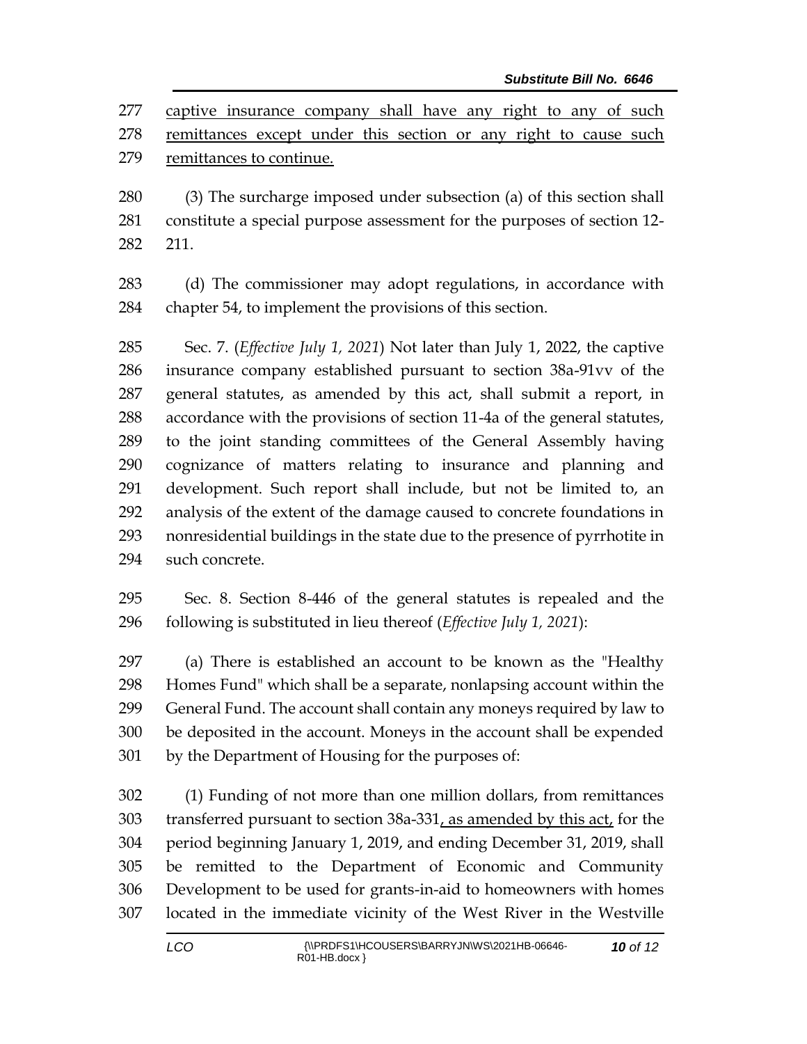captive insurance company shall have any right to any of such remittances except under this section or any right to cause such remittances to continue.

(3) The surcharge imposed under subsection (a) of this section shall constitute a special purpose assessment for the purposes of section 12-211.

(d) The commissioner may adopt regulations, in accordance with chapter 54, to implement the provisions of this section.

Sec. 7. (*Effective July 1, 2021*) Not later than July 1, 2022, the captive insurance company established pursuant to section 38a-91vv of the general statutes, as amended by this act, shall submit a report, in accordance with the provisions of section 11-4a of the general statutes, to the joint standing committees of the General Assembly having cognizance of matters relating to insurance and planning and development. Such report shall include, but not be limited to, an analysis of the extent of the damage caused to concrete foundations in nonresidential buildings in the state due to the presence of pyrrhotite in such concrete.

Sec. 8. Section 8-446 of the general statutes is repealed and the following is substituted in lieu thereof (*Effective July 1, 2021*):

(a) There is established an account to be known as the "Healthy Homes Fund" which shall be a separate, nonlapsing account within the General Fund. The account shall contain any moneys required by law to be deposited in the account. Moneys in the account shall be expended by the Department of Housing for the purposes of:

(1) Funding of not more than one million dollars, from remittances transferred pursuant to section 38a-331, as amended by this act, for the period beginning January 1, 2019, and ending December 31, 2019, shall be remitted to the Department of Economic and Community Development to be used for grants-in-aid to homeowners with homes located in the immediate vicinity of the West River in the Westville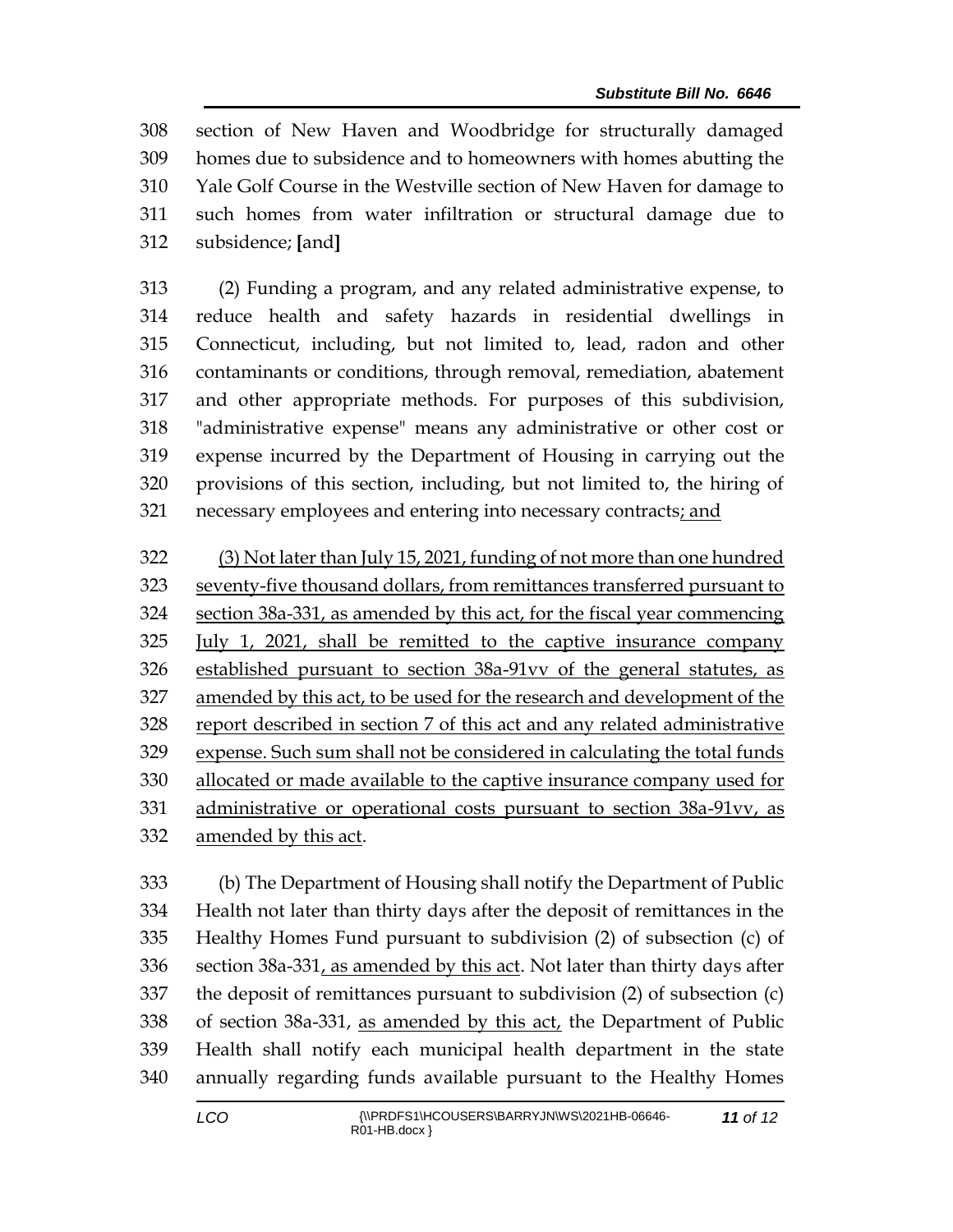section of New Haven and Woodbridge for structurally damaged homes due to subsidence and to homeowners with homes abutting the Yale Golf Course in the Westville section of New Haven for damage to such homes from water infiltration or structural damage due to subsidence; [and]

(2) Funding a program, and any related administrative expense, to reduce health and safety hazards in residential dwellings in Connecticut, including, but not limited to, lead, radon and other contaminants or conditions, through removal, remediation, abatement and other appropriate methods. For purposes of this subdivision, "administrative expense" means any administrative or other cost or expense incurred by the Department of Housing in carrying out the provisions of this section, including, but not limited to, the hiring of necessary employees and entering into necessary contracts; and

(3) Not later than July 15, 2021, funding of not more than one hundred seventy-five thousand dollars, from remittances transferred pursuant to section 38a-331, as amended by this act, for the fiscal year commencing July 1, 2021, shall be remitted to the captive insurance company established pursuant to section 38a-91vv of the general statutes, as amended by this act, to be used for the research and development of the report described in section 7 of this act and any related administrative expense. Such sum shall not be considered in calculating the total funds allocated or made available to the captive insurance company used for administrative or operational costs pursuant to section 38a-91vv, as amended by this act.

(b) The Department of Housing shall notify the Department of Public Health not later than thirty days after the deposit of remittances in the Healthy Homes Fund pursuant to subdivision (2) of subsection (c) of section 38a-331, as amended by this act. Not later than thirty days after the deposit of remittances pursuant to subdivision (2) of subsection (c) of section 38a-331, as amended by this act, the Department of Public Health shall notify each municipal health department in the state annually regarding funds available pursuant to the Healthy Homes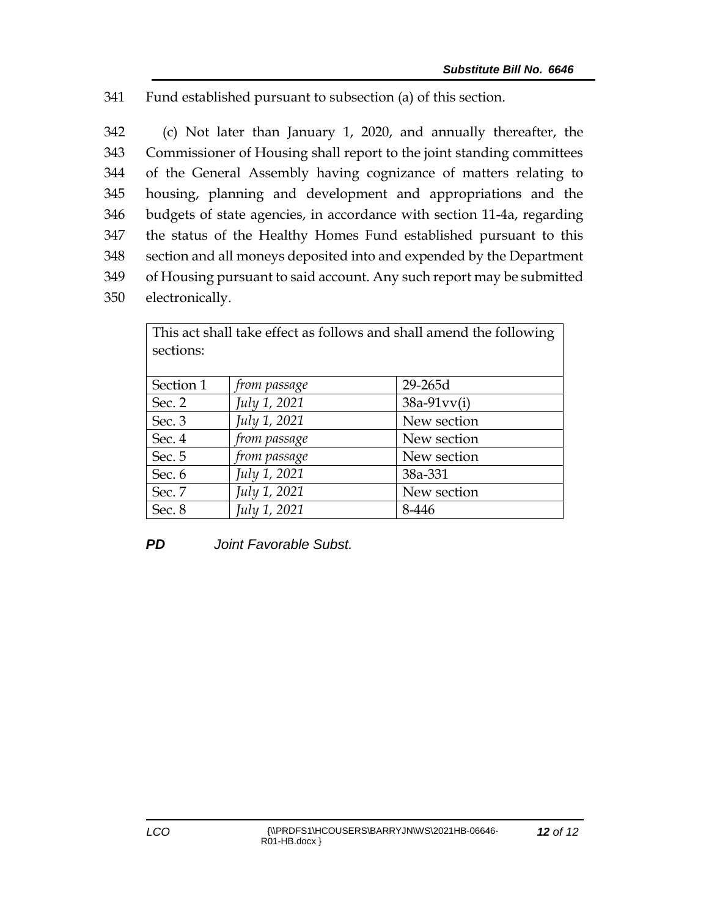341 Fund established pursuant to subsection (a) of this section.

342 (c) Not later than January 1, 2020, and annually thereafter, the
343 Commissioner of Housing shall report to the joint standing committees
344 of the General Assembly having cognizance of matters relating to
345 housing, planning and development and appropriations and the
346 budgets of state agencies, in accordance with section 11-4a, regarding
347 the status of the Healthy Homes Fund established pursuant to this
348 section and all moneys deposited into and expended by the Department
349 of Housing pursuant to said account. Any such report may be submitted
350 electronically.

| This act shall take effect as follows and shall amend the following sections: | | |
|---|---|---|
| Section 1 | *from passage* | 29-265d |
| Sec. 2 | *July 1, 2021* | 38a-91vv(i) |
| Sec. 3 | *July 1, 2021* | New section |
| Sec. 4 | *from passage* | New section |
| Sec. 5 | *from passage* | New section |
| Sec. 6 | *July 1, 2021* | 38a-331 |
| Sec. 7 | *July 1, 2021* | New section |
| Sec. 8 | *July 1, 2021* | 8-446 |

***PD*** *Joint Favorable Subst.*